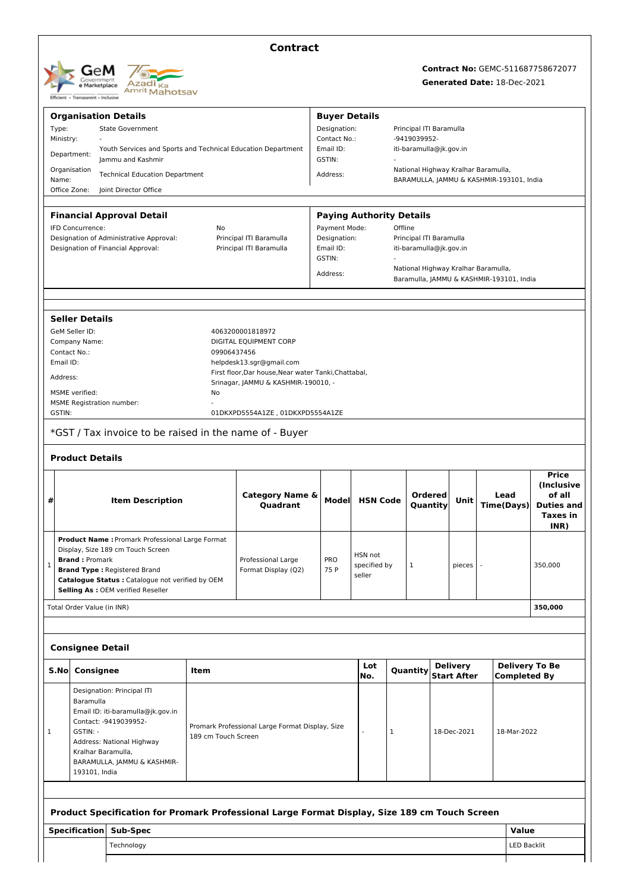# Contract

**Contract No:** GEMC-511687758672077
**Generated Date:** 18-Dec-2021

| **Organisation Details** | | **Buyer Details** | |
|---|---|---|---|
| Type: | State Government | Designation: | Principal ITI Baramulla |
| Ministry: | - | Contact No.: | -9419039952- |
| Department: | Youth Services and Sports and Technical Education Department Jammu and Kashmir | Email ID: | iti-baramulla@jk.gov.in |
| | | GSTIN: | - |
| Organisation Name: | Technical Education Department | Address: | National Highway Kralhar Baramulla, BARAMULLA, JAMMU & KASHMIR-193101, India |
| Office Zone: | Joint Director Office | | |

| **Financial Approval Detail** | | **Paying Authority Details** | |
|---|---|---|---|
| IFD Concurrence: | No | Payment Mode: | Offline |
| Designation of Administrative Approval: | Principal ITI Baramulla | Designation: | Principal ITI Baramulla |
| Designation of Financial Approval: | Principal ITI Baramulla | Email ID: | iti-baramulla@jk.gov.in |
| | | GSTIN: | - |
| | | Address: | National Highway Kralhar Baramulla, Baramulla, JAMMU & KASHMIR-193101, India |

### Seller Details

| | |
|---|---|
| GeM Seller ID: | 4063200001818972 |
| Company Name: | DIGITAL EQUIPMENT CORP |
| Contact No.: | 09906437456 |
| Email ID: | helpdesk13.sgr@gmail.com |
| Address: | First floor,Dar house,Near water Tanki,Chattabal, Srinagar, JAMMU & KASHMIR-190010, - |
| MSME verified: | No |
| MSME Registration number: | - |
| GSTIN: | 01DKXPD5554A1ZE , 01DKXPD5554A1ZE |

*GST / Tax invoice to be raised in the name of - Buyer

### Product Details

| # | Item Description | Category Name & Quadrant | Model | HSN Code | Ordered Quantity | Unit | Lead Time(Days) | Price (Inclusive of all Duties and Taxes in INR) |
|---|---|---|---|---|---|---|---|---|
| 1 | **Product Name :** Promark Professional Large Format Display, Size 189 cm Touch Screen<br>**Brand :** Promark<br>**Brand Type :** Registered Brand<br>**Catalogue Status :** Catalogue not verified by OEM<br>**Selling As :** OEM verified Reseller | Professional Large Format Display (Q2) | PRO 75 P | HSN not specified by seller | 1 | pieces | - | 350,000 |
| | Total Order Value (in INR) | | | | | | | **350,000** |

### Consignee Detail

| S.No | Consignee | Item | Lot No. | Quantity | Delivery Start After | Delivery To Be Completed By |
|---|---|---|---|---|---|---|
| 1 | Designation: Principal ITI Baramulla<br>Email ID: iti-baramulla@jk.gov.in<br>Contact: -9419039952-<br>GSTIN: -<br>Address: National Highway Kralhar Baramulla, BARAMULLA, JAMMU & KASHMIR-193101, India | Promark Professional Large Format Display, Size 189 cm Touch Screen | - | 1 | 18-Dec-2021 | 18-Mar-2022 |

### Product Specification for Promark Professional Large Format Display, Size 189 cm Touch Screen

| Specification | Sub-Spec | Value |
|---|---|---|
| | Technology | LED Backlit |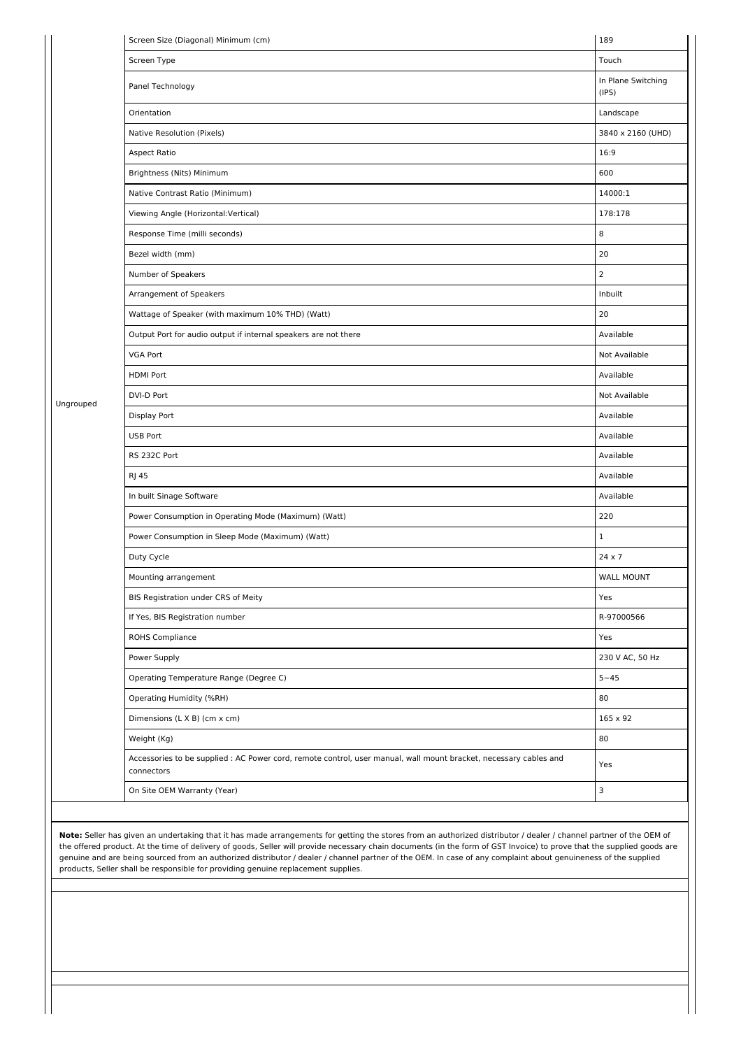| | | |
|---|---|---|
| Ungrouped | Screen Size (Diagonal) Minimum (cm) | 189 |
| | Screen Type | Touch |
| | Panel Technology | In Plane Switching (IPS) |
| | Orientation | Landscape |
| | Native Resolution (Pixels) | 3840 x 2160 (UHD) |
| | Aspect Ratio | 16:9 |
| | Brightness (Nits) Minimum | 600 |
| | Native Contrast Ratio (Minimum) | 14000:1 |
| | Viewing Angle (Horizontal:Vertical) | 178:178 |
| | Response Time (milli seconds) | 8 |
| | Bezel width (mm) | 20 |
| | Number of Speakers | 2 |
| | Arrangement of Speakers | Inbuilt |
| | Wattage of Speaker (with maximum 10% THD) (Watt) | 20 |
| | Output Port for audio output if internal speakers are not there | Available |
| | VGA Port | Not Available |
| | HDMI Port | Available |
| | DVI-D Port | Not Available |
| | Display Port | Available |
| | USB Port | Available |
| | RS 232C Port | Available |
| | RJ 45 | Available |
| | In built Sinage Software | Available |
| | Power Consumption in Operating Mode (Maximum) (Watt) | 220 |
| | Power Consumption in Sleep Mode (Maximum) (Watt) | 1 |
| | Duty Cycle | 24 x 7 |
| | Mounting arrangement | WALL MOUNT |
| | BIS Registration under CRS of Meity | Yes |
| | If Yes, BIS Registration number | R-97000566 |
| | ROHS Compliance | Yes |
| | Power Supply | 230 V AC, 50 Hz |
| | Operating Temperature Range (Degree C) | 5~45 |
| | Operating Humidity (%RH) | 80 |
| | Dimensions (L X B) (cm x cm) | 165 x 92 |
| | Weight (Kg) | 80 |
| | Accessories to be supplied : AC Power cord, remote control, user manual, wall mount bracket, necessary cables and connectors | Yes |
| | On Site OEM Warranty (Year) | 3 |

**Note:** Seller has given an undertaking that it has made arrangements for getting the stores from an authorized distributor / dealer / channel partner of the OEM of the offered product. At the time of delivery of goods, Seller will provide necessary chain documents (in the form of GST Invoice) to prove that the supplied goods are genuine and are being sourced from an authorized distributor / dealer / channel partner of the OEM. In case of any complaint about genuineness of the supplied products, Seller shall be responsible for providing genuine replacement supplies.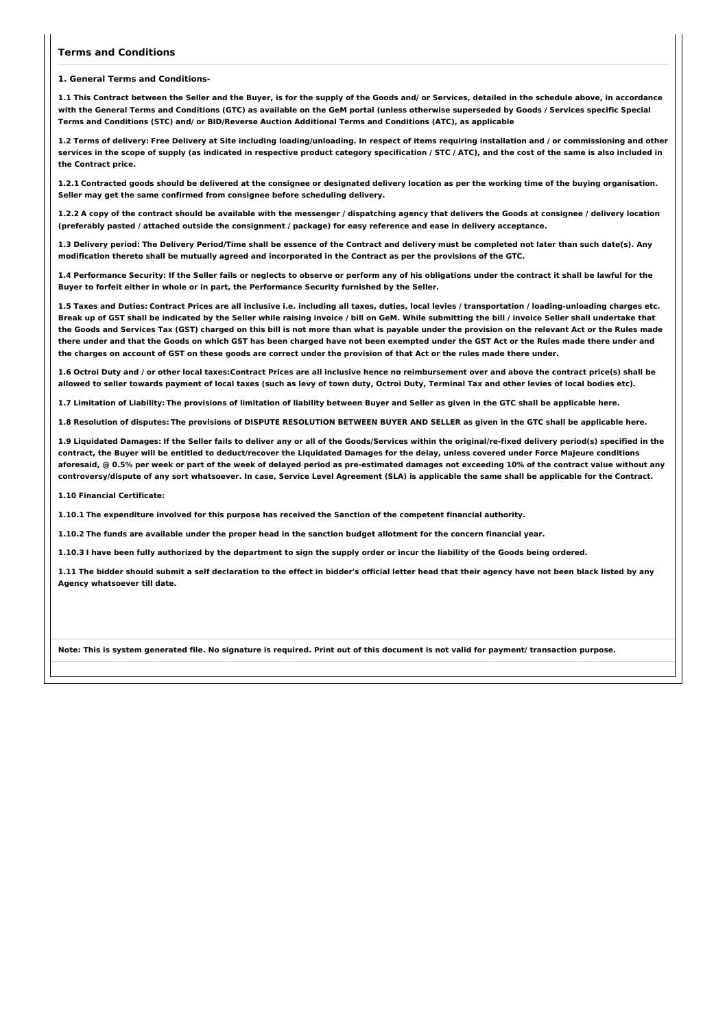### Terms and Conditions

**1. General Terms and Conditions-**

**1.1 This Contract between the Seller and the Buyer, is for the supply of the Goods and/ or Services, detailed in the schedule above, in accordance with the General Terms and Conditions (GTC) as available on the GeM portal (unless otherwise superseded by Goods / Services specific Special Terms and Conditions (STC) and/ or BID/Reverse Auction Additional Terms and Conditions (ATC), as applicable**

**1.2 Terms of delivery: Free Delivery at Site including loading/unloading. In respect of items requiring installation and / or commissioning and other services in the scope of supply (as indicated in respective product category specification / STC / ATC), and the cost of the same is also included in the Contract price.**

**1.2.1 Contracted goods should be delivered at the consignee or designated delivery location as per the working time of the buying organisation. Seller may get the same confirmed from consignee before scheduling delivery.**

**1.2.2 A copy of the contract should be available with the messenger / dispatching agency that delivers the Goods at consignee / delivery location (preferably pasted / attached outside the consignment / package) for easy reference and ease in delivery acceptance.**

**1.3 Delivery period: The Delivery Period/Time shall be essence of the Contract and delivery must be completed not later than such date(s). Any modification thereto shall be mutually agreed and incorporated in the Contract as per the provisions of the GTC.**

**1.4 Performance Security: If the Seller fails or neglects to observe or perform any of his obligations under the contract it shall be lawful for the Buyer to forfeit either in whole or in part, the Performance Security furnished by the Seller.**

**1.5 Taxes and Duties: Contract Prices are all inclusive i.e. including all taxes, duties, local levies / transportation / loading-unloading charges etc. Break up of GST shall be indicated by the Seller while raising invoice / bill on GeM. While submitting the bill / invoice Seller shall undertake that the Goods and Services Tax (GST) charged on this bill is not more than what is payable under the provision on the relevant Act or the Rules made there under and that the Goods on which GST has been charged have not been exempted under the GST Act or the Rules made there under and the charges on account of GST on these goods are correct under the provision of that Act or the rules made there under.**

**1.6 Octroi Duty and / or other local taxes:Contract Prices are all inclusive hence no reimbursement over and above the contract price(s) shall be allowed to seller towards payment of local taxes (such as levy of town duty, Octroi Duty, Terminal Tax and other levies of local bodies etc).**

**1.7 Limitation of Liability: The provisions of limitation of liability between Buyer and Seller as given in the GTC shall be applicable here.**

**1.8 Resolution of disputes: The provisions of DISPUTE RESOLUTION BETWEEN BUYER AND SELLER as given in the GTC shall be applicable here.**

**1.9 Liquidated Damages: If the Seller fails to deliver any or all of the Goods/Services within the original/re-fixed delivery period(s) specified in the contract, the Buyer will be entitled to deduct/recover the Liquidated Damages for the delay, unless covered under Force Majeure conditions aforesaid, @ 0.5% per week or part of the week of delayed period as pre-estimated damages not exceeding 10% of the contract value without any controversy/dispute of any sort whatsoever. In case, Service Level Agreement (SLA) is applicable the same shall be applicable for the Contract.**

**1.10 Financial Certificate:**

**1.10.1 The expenditure involved for this purpose has received the Sanction of the competent financial authority.**

**1.10.2 The funds are available under the proper head in the sanction budget allotment for the concern financial year.**

**1.10.3 I have been fully authorized by the department to sign the supply order or incur the liability of the Goods being ordered.**

**1.11 The bidder should submit a self declaration to the effect in bidder's official letter head that their agency have not been black listed by any Agency whatsoever till date.**

**Note: This is system generated file. No signature is required. Print out of this document is not valid for payment/ transaction purpose.**